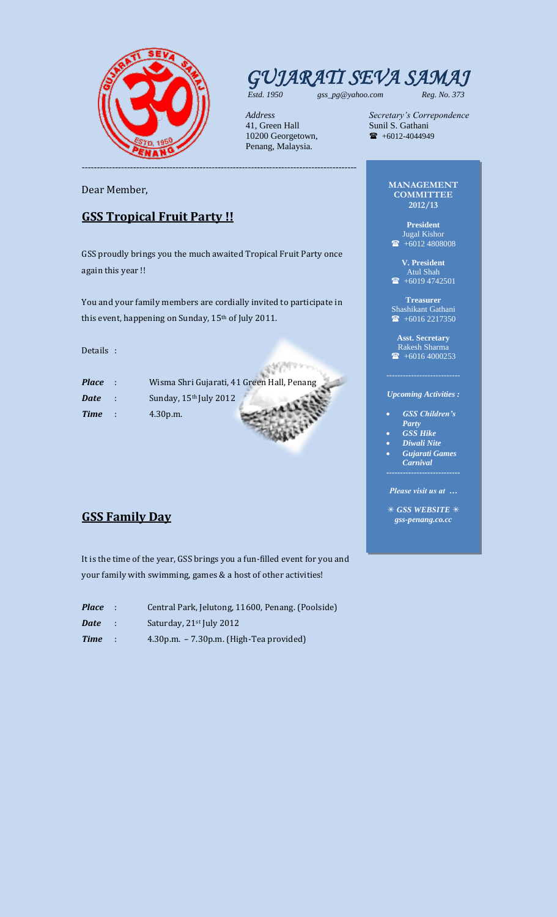# GUJARATI SEVA SAMAJ

*Estd. 1950* *gss_pg@yahoo.com* *Reg. No. 373*

*Address*
41, Green Hall
10200 Georgetown,
Penang, Malaysia.

*Secretary's Correpondence*
Sunil S. Gathani
☎ +6012-4044949

---

Dear Member,

## GSS Tropical Fruit Party !!

GSS proudly brings you the much awaited Tropical Fruit Party once again this year !!

You and your family members are cordially invited to participate in this event, happening on Sunday, 15th of July 2011.

Details :

***Place*** : Wisma Shri Gujarati, 41 Green Hall, Penang
***Date*** : Sunday, 15th July 2012
***Time*** : 4.30p.m.

## GSS Family Day

It is the time of the year, GSS brings you a fun-filled event for you and your family with swimming, games & a host of other activities!

***Place*** : Central Park, Jelutong, 11600, Penang. (Poolside)
***Date*** : Saturday, 21st July 2012
***Time*** : 4.30p.m. – 7.30p.m. (High-Tea provided)

---

**MANAGEMENT COMMITTEE 2012/13**

**President**
Jugal Kishor
☎ +6012 4808008

**V. President**
Atul Shah
☎ +6019 4742501

**Treasurer**
Shashikant Gathani
☎ +6016 2217350

**Asst. Secretary**
Rakesh Sharma
☎ +6016 4000253

---

***Upcoming Activities :***

- ***GSS Children's Party***
- ***GSS Hike***
- ***Diwali Nite***
- ***Gujarati Games Carnival***

---

***Please visit us at …***

***✳ GSS WEBSITE ✳***
***gss-penang.co.cc***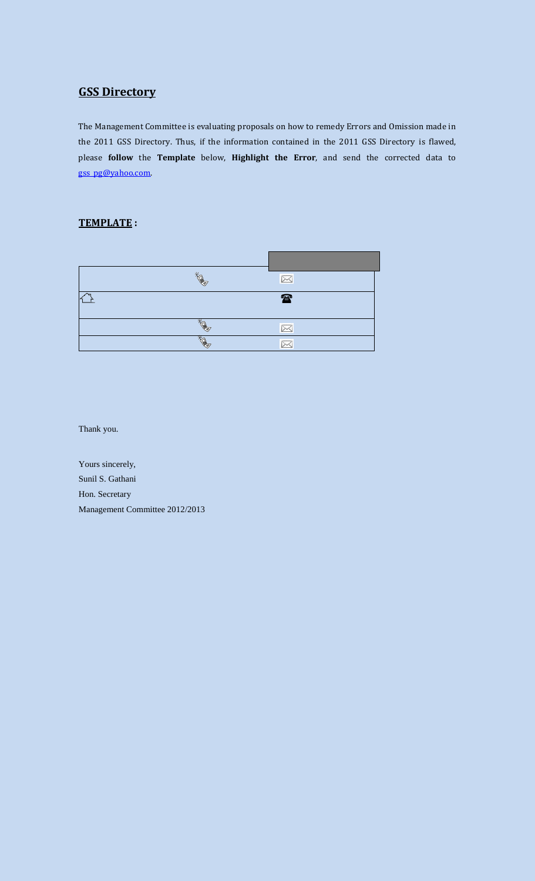## GSS Directory

The Management Committee is evaluating proposals on how to remedy Errors and Omission made in the 2011 GSS Directory. Thus, if the information contained in the 2011 GSS Directory is flawed, please **follow** the **Template** below, **Highlight the Error**, and send the corrected data to gss_pg@yahoo.com.

**TEMPLATE :**

| | |
|---|---|
| | |
| 📱 | ✉ |
| ⌂ | ☎ |
| 📱 | ✉ |
| 📱 | ✉ |

Thank you.

Yours sincerely,

Sunil S. Gathani

Hon. Secretary

Management Committee 2012/2013